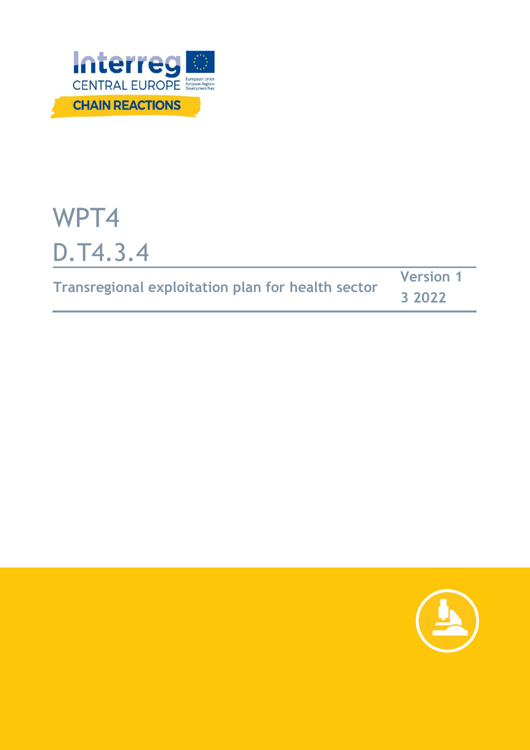Interreg CENTRAL EUROPE

European Union
European Regional Development Fund

CHAIN REACTIONS

# WPT4

# D.T4.3.4

**Transregional exploitation plan for health sector**

**Version 1**

**3 2022**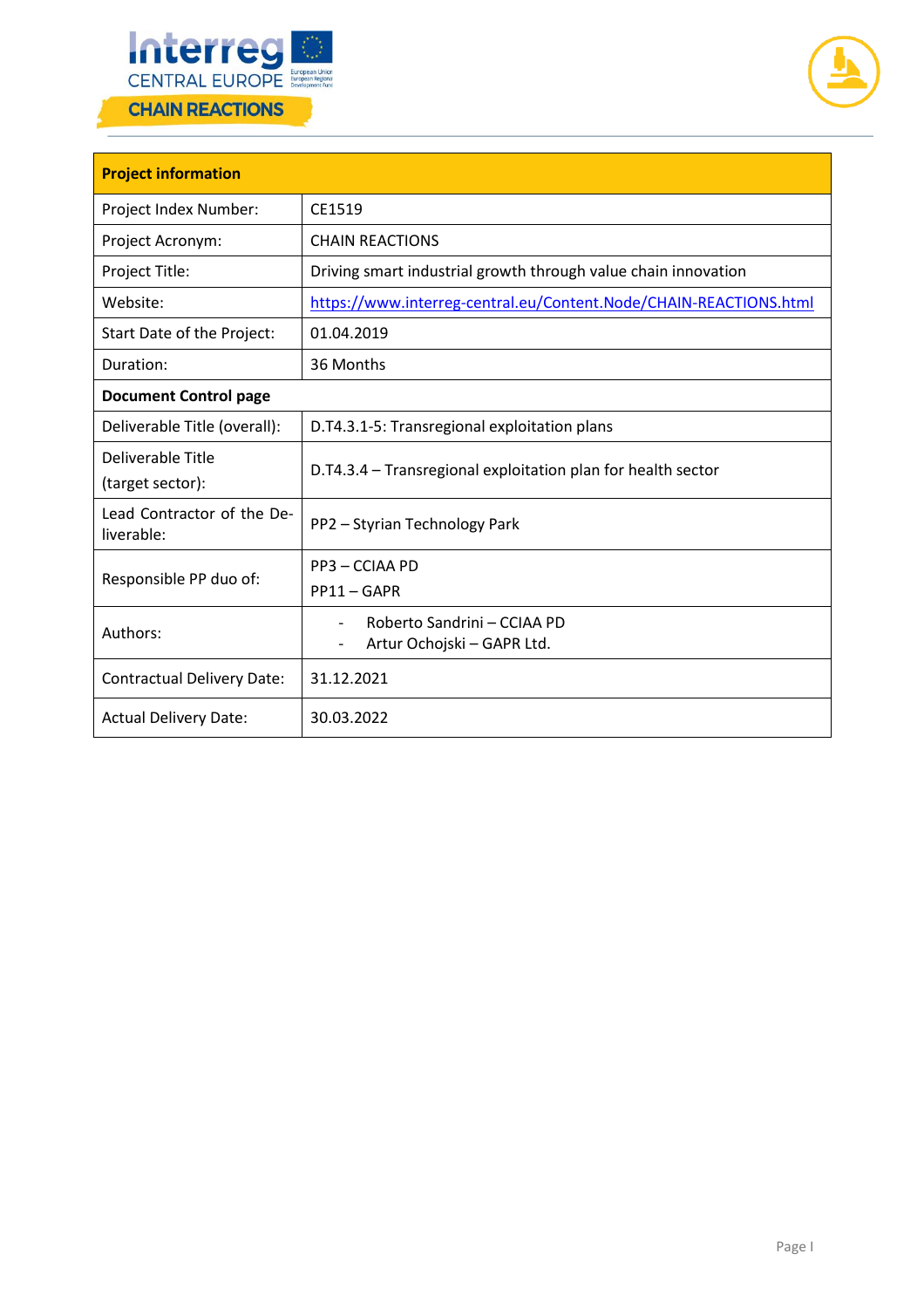| Project information | |
|---|---|
| Project Index Number: | CE1519 |
| Project Acronym: | CHAIN REACTIONS |
| Project Title: | Driving smart industrial growth through value chain innovation |
| Website: | https://www.interreg-central.eu/Content.Node/CHAIN-REACTIONS.html |
| Start Date of the Project: | 01.04.2019 |
| Duration: | 36 Months |
| **Document Control page** | |
| Deliverable Title (overall): | D.T4.3.1-5: Transregional exploitation plans |
| Deliverable Title (target sector): | D.T4.3.4 – Transregional exploitation plan for health sector |
| Lead Contractor of the Deliverable: | PP2 – Styrian Technology Park |
| Responsible PP duo of: | PP3 – CCIAA PD<br>PP11 – GAPR |
| Authors: | - Roberto Sandrini – CCIAA PD<br>- Artur Ochojski – GAPR Ltd. |
| Contractual Delivery Date: | 31.12.2021 |
| Actual Delivery Date: | 30.03.2022 |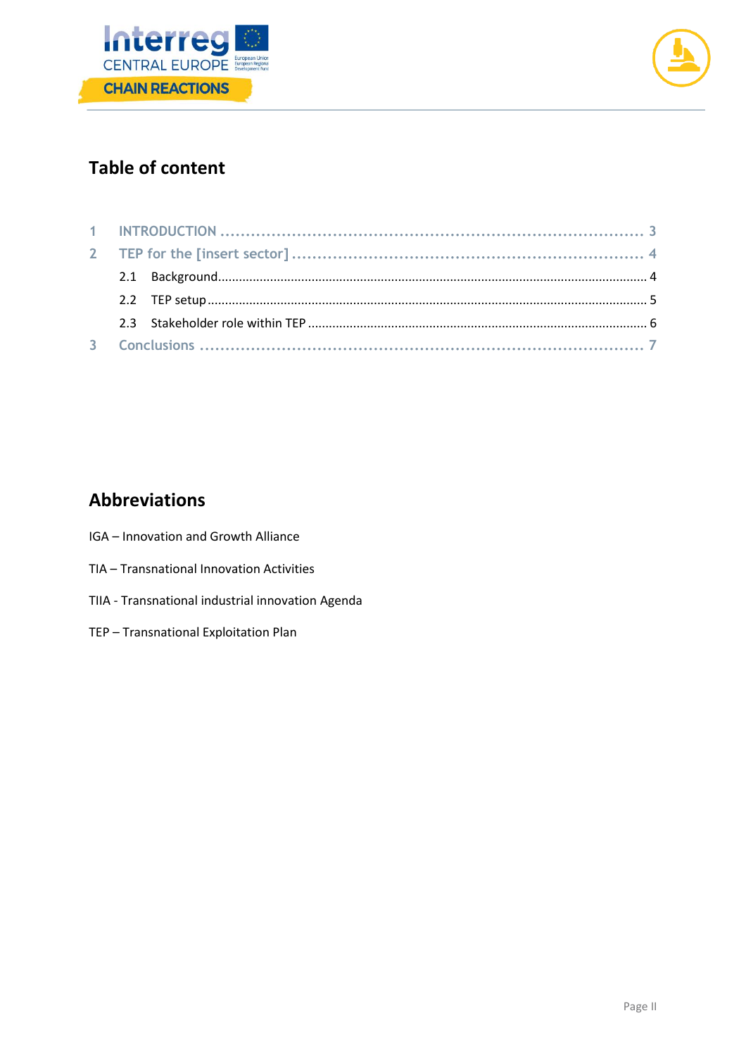## Table of content

1 INTRODUCTION ........ 3

2 TEP for the [insert sector] ........ 4

- 2.1 Background ........ 4
- 2.2 TEP setup ........ 5
- 2.3 Stakeholder role within TEP ........ 6

3 Conclusions ........ 7

## Abbreviations

IGA – Innovation and Growth Alliance

TIA – Transnational Innovation Activities

TIIA - Transnational industrial innovation Agenda

TEP – Transnational Exploitation Plan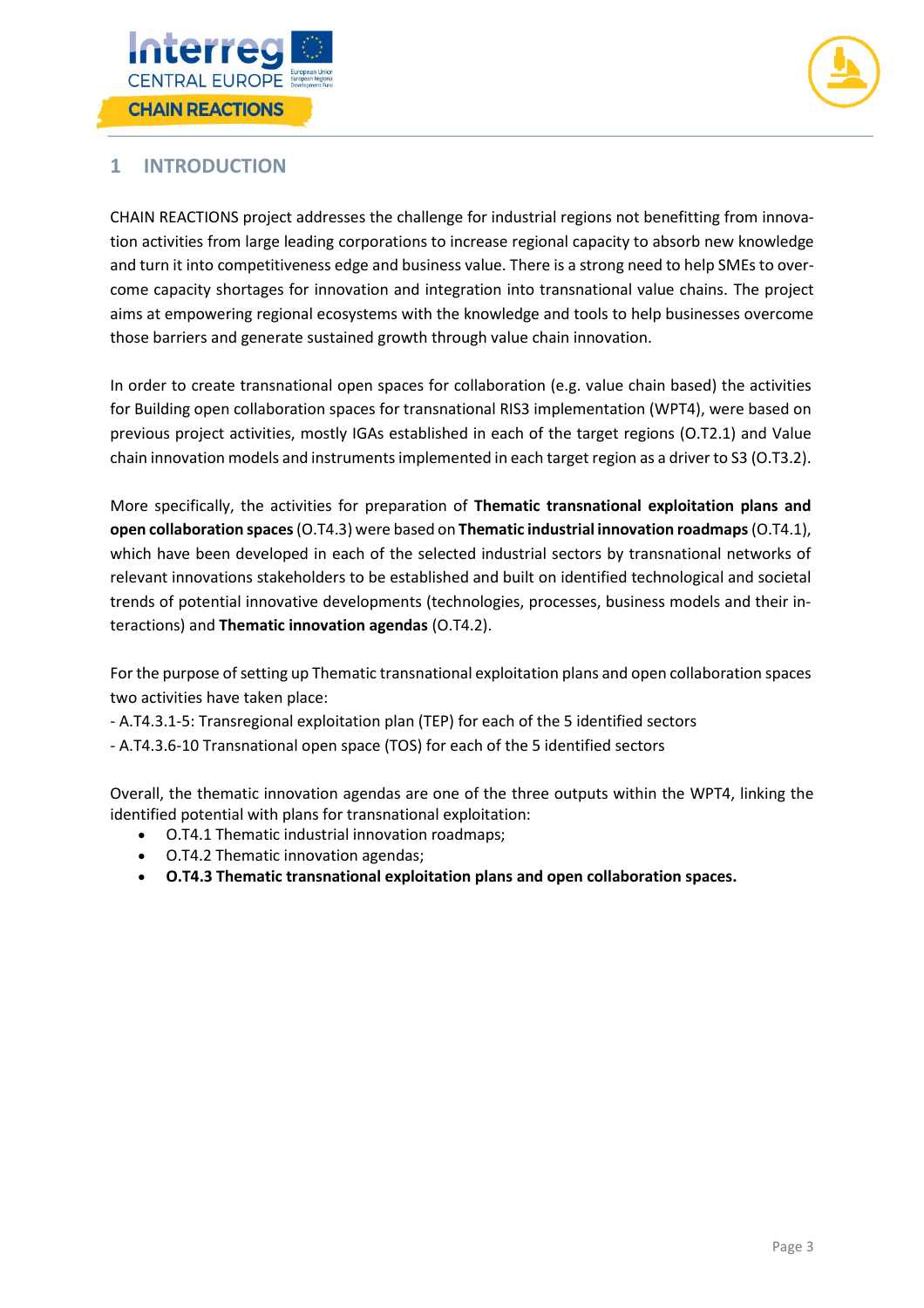# 1 INTRODUCTION

CHAIN REACTIONS project addresses the challenge for industrial regions not benefitting from innovation activities from large leading corporations to increase regional capacity to absorb new knowledge and turn it into competitiveness edge and business value. There is a strong need to help SMEs to overcome capacity shortages for innovation and integration into transnational value chains. The project aims at empowering regional ecosystems with the knowledge and tools to help businesses overcome those barriers and generate sustained growth through value chain innovation.

In order to create transnational open spaces for collaboration (e.g. value chain based) the activities for Building open collaboration spaces for transnational RIS3 implementation (WPT4), were based on previous project activities, mostly IGAs established in each of the target regions (O.T2.1) and Value chain innovation models and instruments implemented in each target region as a driver to S3 (O.T3.2).

More specifically, the activities for preparation of **Thematic transnational exploitation plans and open collaboration spaces** (O.T4.3) were based on **Thematic industrial innovation roadmaps** (O.T4.1), which have been developed in each of the selected industrial sectors by transnational networks of relevant innovations stakeholders to be established and built on identified technological and societal trends of potential innovative developments (technologies, processes, business models and their interactions) and **Thematic innovation agendas** (O.T4.2).

For the purpose of setting up Thematic transnational exploitation plans and open collaboration spaces two activities have taken place:

- A.T4.3.1-5: Transregional exploitation plan (TEP) for each of the 5 identified sectors
- A.T4.3.6-10 Transnational open space (TOS) for each of the 5 identified sectors

Overall, the thematic innovation agendas are one of the three outputs within the WPT4, linking the identified potential with plans for transnational exploitation:

- O.T4.1 Thematic industrial innovation roadmaps;
- O.T4.2 Thematic innovation agendas;
- **O.T4.3 Thematic transnational exploitation plans and open collaboration spaces.**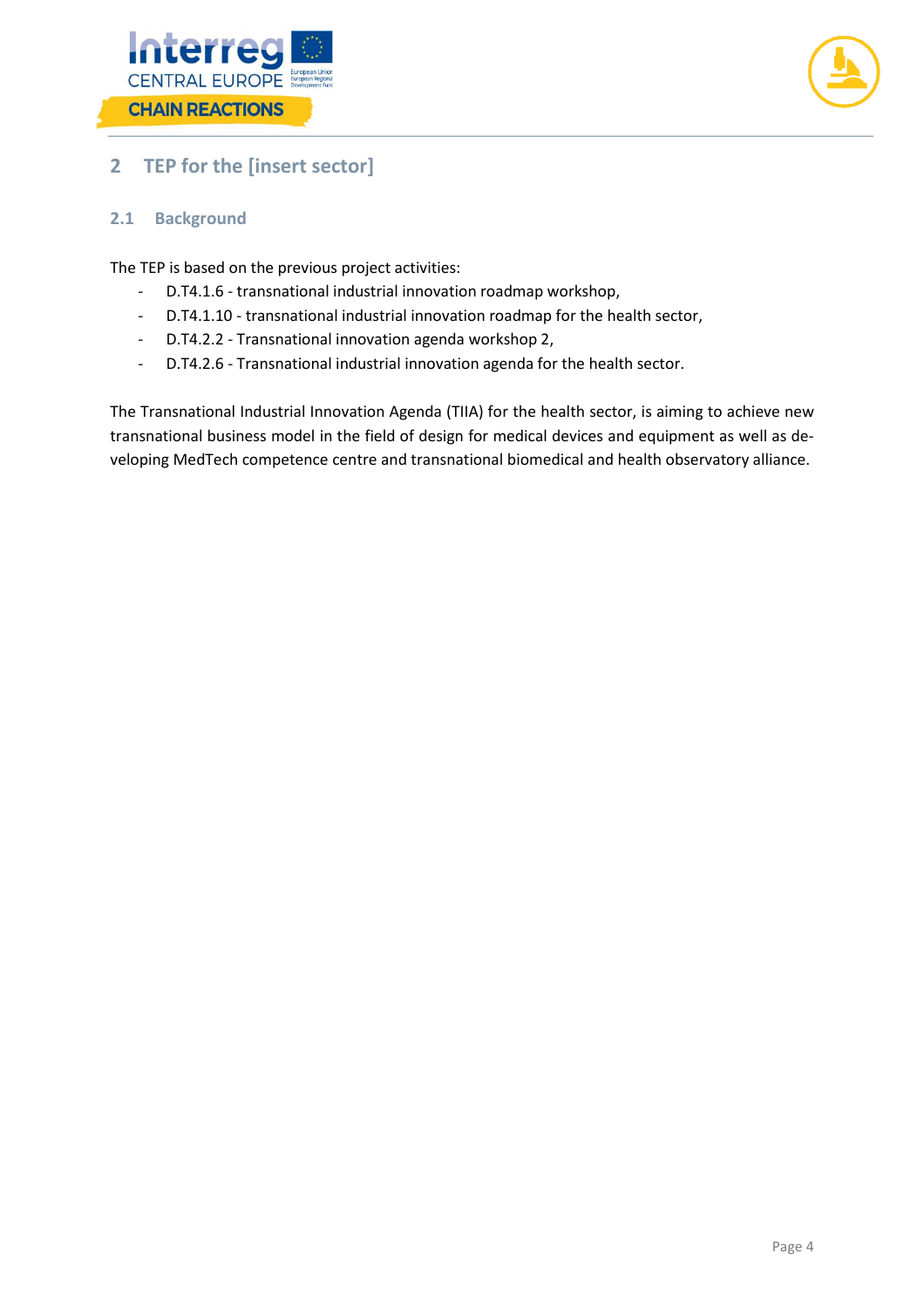## 2 TEP for the [insert sector]

### 2.1 Background

The TEP is based on the previous project activities:

- D.T4.1.6 - transnational industrial innovation roadmap workshop,
- D.T4.1.10 - transnational industrial innovation roadmap for the health sector,
- D.T4.2.2 - Transnational innovation agenda workshop 2,
- D.T4.2.6 - Transnational industrial innovation agenda for the health sector.

The Transnational Industrial Innovation Agenda (TIIA) for the health sector, is aiming to achieve new transnational business model in the field of design for medical devices and equipment as well as developing MedTech competence centre and transnational biomedical and health observatory alliance.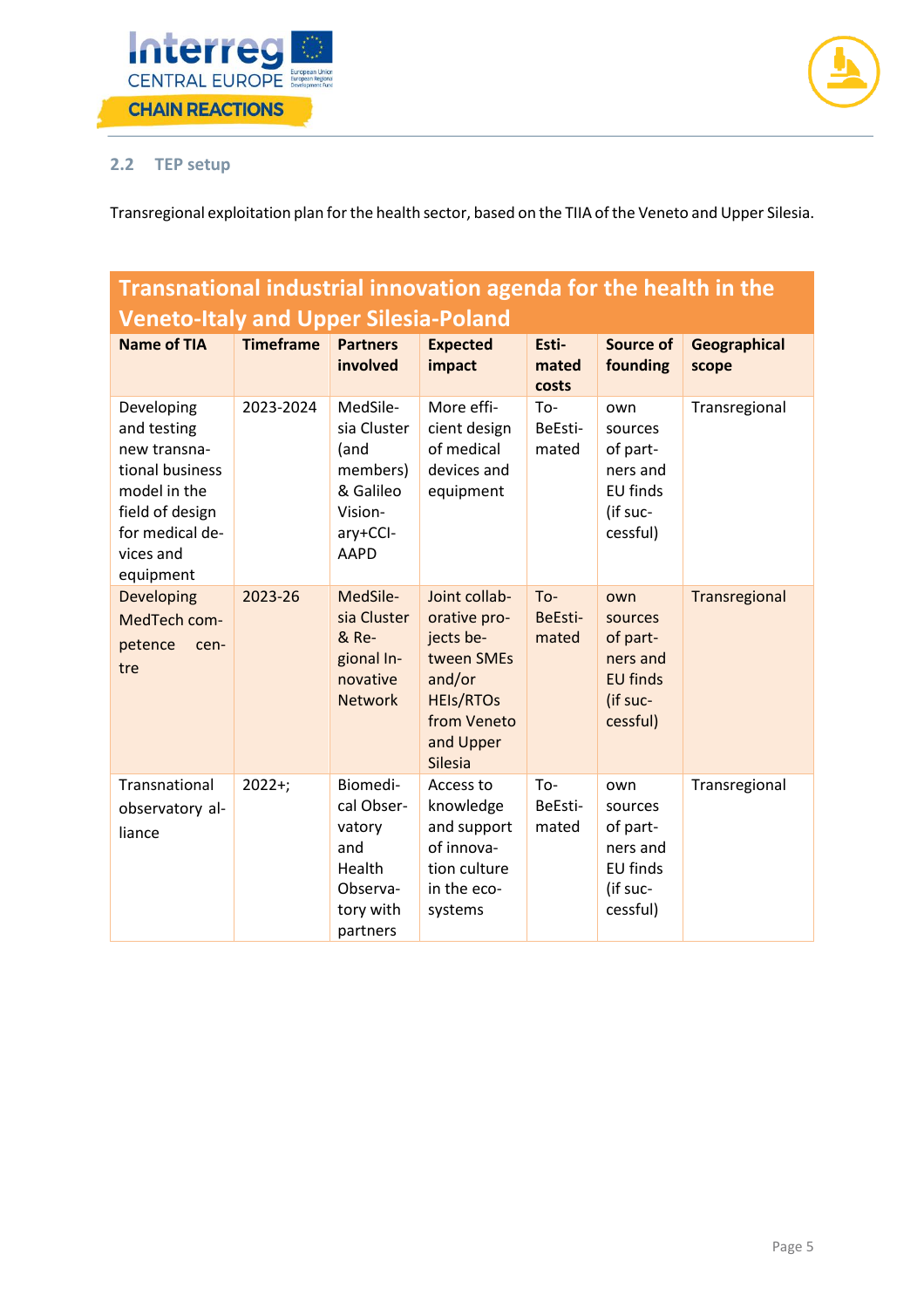## 2.2 TEP setup

Transregional exploitation plan for the health sector, based on the TIIA of the Veneto and Upper Silesia.

| Transnational industrial innovation agenda for the health in the Veneto-Italy and Upper Silesia-Poland | | | | | | |
|---|---|---|---|---|---|---|
| **Name of TIA** | **Timeframe** | **Partners involved** | **Expected impact** | **Estimated costs** | **Source of founding** | **Geographical scope** |
| Developing and testing new transnational business model in the field of design for medical devices and equipment | 2023-2024 | MedSilesia Cluster (and members) & Galileo Visionary+CCI-AAPD | More efficient design of medical devices and equipment | To-BeEstimated | own sources of partners and EU finds (if successful) | Transregional |
| Developing MedTech competence centre | 2023-26 | MedSilesia Cluster & Regional Innovative Network | Joint collaborative projects between SMEs and/or HEIs/RTOs from Veneto and Upper Silesia | To-BeEstimated | own sources of partners and EU finds (if successful) | Transregional |
| Transnational observatory alliance | 2022+; | Biomedical Observatory and Health Observatory with partners | Access to knowledge and support of innovation culture in the ecosystems | To-BeEstimated | own sources of partners and EU finds (if successful) | Transregional |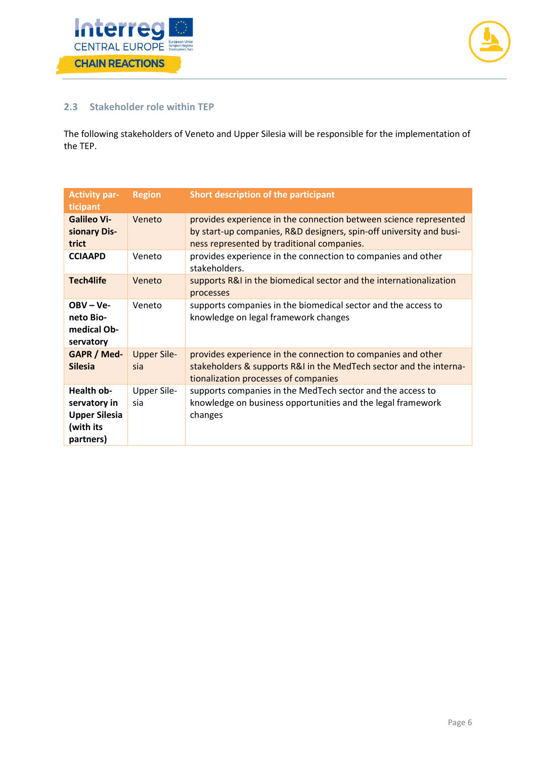## 2.3 Stakeholder role within TEP

The following stakeholders of Veneto and Upper Silesia will be responsible for the implementation of the TEP.

| Activity participant | Region | Short description of the participant |
|---|---|---|
| **Galileo Visionary District** | Veneto | provides experience in the connection between science represented by start-up companies, R&D designers, spin-off university and business represented by traditional companies. |
| **CCIAAPD** | Veneto | provides experience in the connection to companies and other stakeholders. |
| **Tech4life** | Veneto | supports R&I in the biomedical sector and the internationalization processes |
| **OBV – Veneto Biomedical Observatory** | Veneto | supports companies in the biomedical sector and the access to knowledge on legal framework changes |
| **GAPR / Med-Silesia** | Upper Silesia | provides experience in the connection to companies and other stakeholders & supports R&I in the MedTech sector and the internationalization processes of companies |
| **Health observatory in Upper Silesia (with its partners)** | Upper Silesia | supports companies in the MedTech sector and the access to knowledge on business opportunities and the legal framework changes |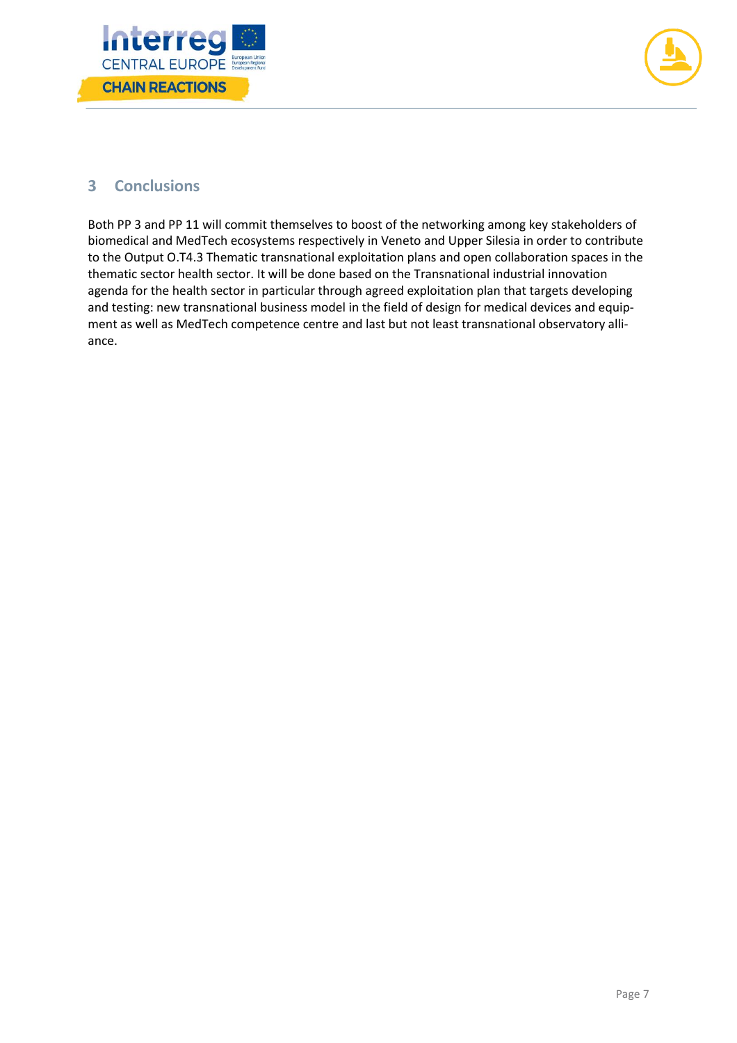## 3 Conclusions

Both PP 3 and PP 11 will commit themselves to boost of the networking among key stakeholders of biomedical and MedTech ecosystems respectively in Veneto and Upper Silesia in order to contribute to the Output O.T4.3 Thematic transnational exploitation plans and open collaboration spaces in the thematic sector health sector. It will be done based on the Transnational industrial innovation agenda for the health sector in particular through agreed exploitation plan that targets developing and testing: new transnational business model in the field of design for medical devices and equipment as well as MedTech competence centre and last but not least transnational observatory alliance.